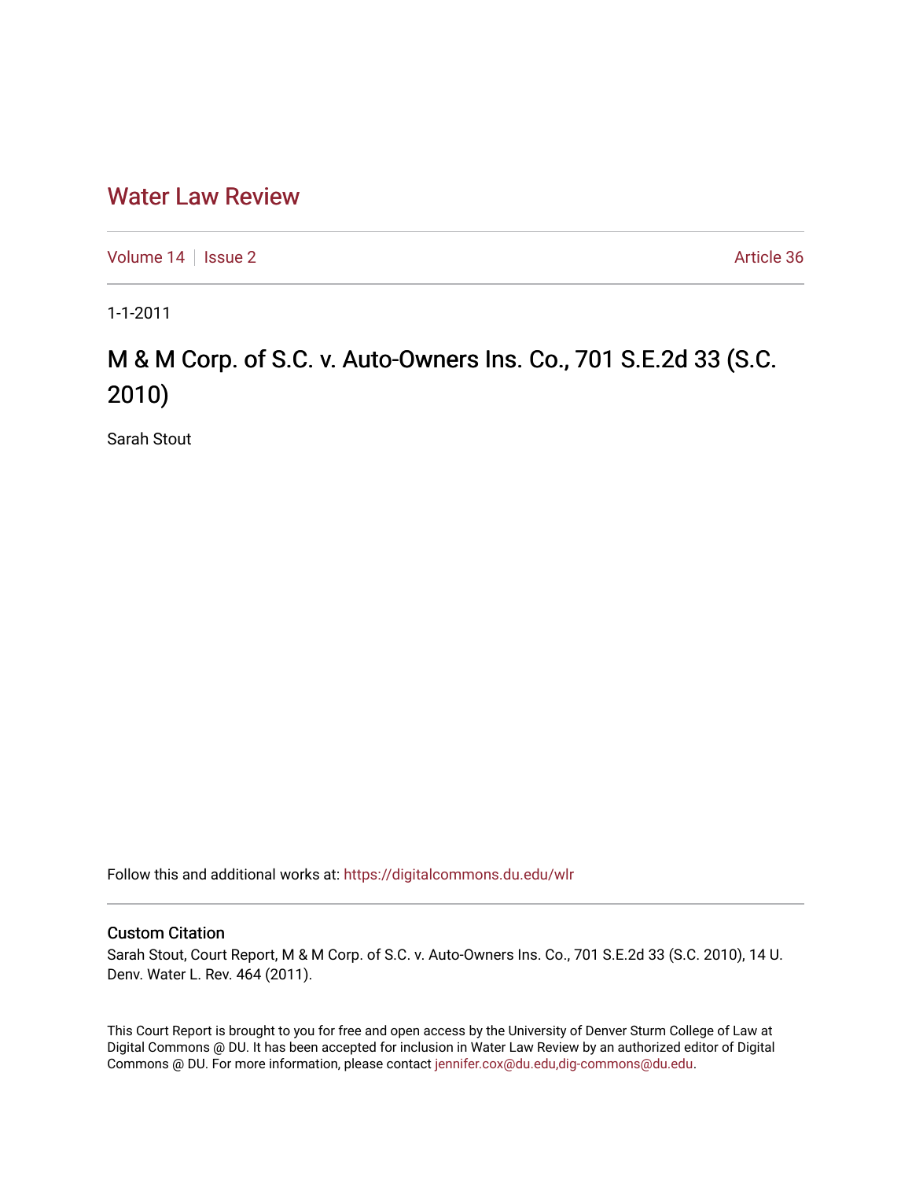# Water Law Review

Volume 14 | Issue 2 Article 36

1-1-2011

## M & M Corp. of S.C. v. Auto-Owners Ins. Co., 701 S.E.2d 33 (S.C. 2010)

Sarah Stout

Follow this and additional works at: https://digitalcommons.du.edu/wlr

### Custom Citation

Sarah Stout, Court Report, M & M Corp. of S.C. v. Auto-Owners Ins. Co., 701 S.E.2d 33 (S.C. 2010), 14 U. Denv. Water L. Rev. 464 (2011).

This Court Report is brought to you for free and open access by the University of Denver Sturm College of Law at Digital Commons @ DU. It has been accepted for inclusion in Water Law Review by an authorized editor of Digital Commons @ DU. For more information, please contact jennifer.cox@du.edu,dig-commons@du.edu.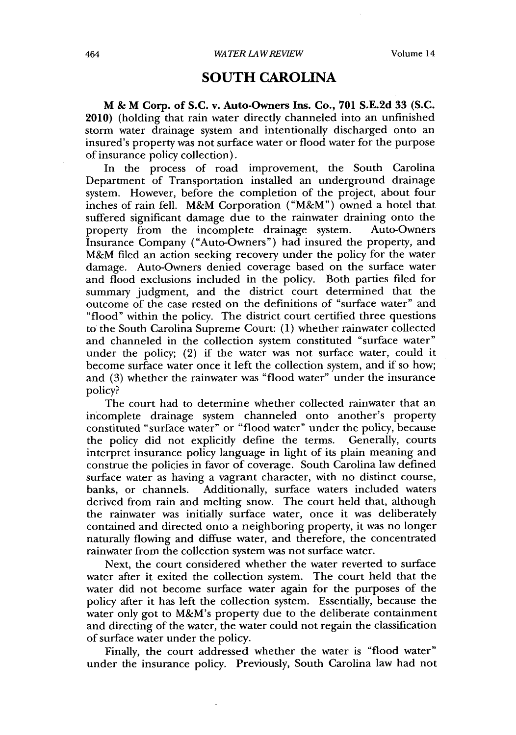# SOUTH CAROLINA

**M & M Corp. of S.C. v. Auto-Owners Ins. Co., 701 S.E.2d 33 (S.C. 2010)** (holding that rain water directly channeled into an unfinished storm water drainage system and intentionally discharged onto an insured's property was not surface water or flood water for the purpose of insurance policy collection).

In the process of road improvement, the South Carolina Department of Transportation installed an underground drainage system. However, before the completion of the project, about four inches of rain fell. M&M Corporation ("M&M") owned a hotel that suffered significant damage due to the rainwater draining onto the property from the incomplete drainage system. Auto-Owners Insurance Company ("Auto-Owners") had insured the property, and M&M filed an action seeking recovery under the policy for the water damage. Auto-Owners denied coverage based on the surface water and flood exclusions included in the policy. Both parties filed for summary judgment, and the district court determined that the outcome of the case rested on the definitions of "surface water" and "flood" within the policy. The district court certified three questions to the South Carolina Supreme Court: (1) whether rainwater collected and channeled in the collection system constituted "surface water" under the policy; (2) if the water was not surface water, could it become surface water once it left the collection system, and if so how; and (3) whether the rainwater was "flood water" under the insurance policy?

The court had to determine whether collected rainwater that an incomplete drainage system channeled onto another's property constituted "surface water" or "flood water" under the policy, because the policy did not explicitly define the terms. Generally, courts interpret insurance policy language in light of its plain meaning and construe the policies in favor of coverage. South Carolina law defined surface water as having a vagrant character, with no distinct course, banks, or channels. Additionally, surface waters included waters derived from rain and melting snow. The court held that, although the rainwater was initially surface water, once it was deliberately contained and directed onto a neighboring property, it was no longer naturally flowing and diffuse water, and therefore, the concentrated rainwater from the collection system was not surface water.

Next, the court considered whether the water reverted to surface water after it exited the collection system. The court held that the water did not become surface water again for the purposes of the policy after it has left the collection system. Essentially, because the water only got to M&M's property due to the deliberate containment and directing of the water, the water could not regain the classification of surface water under the policy.

Finally, the court addressed whether the water is "flood water" under the insurance policy. Previously, South Carolina law had not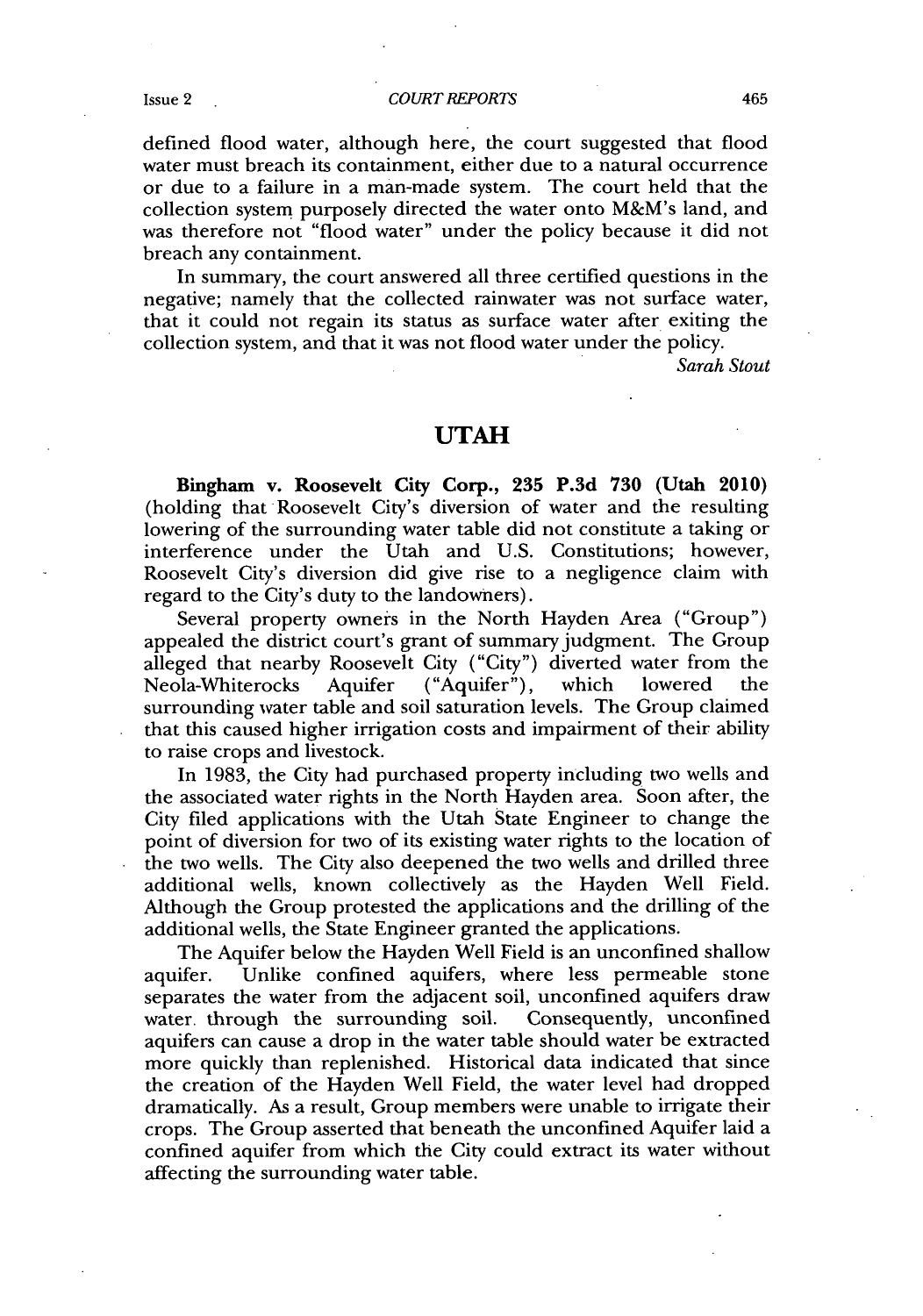defined flood water, although here, the court suggested that flood water must breach its containment, either due to a natural occurrence or due to a failure in a man-made system. The court held that the collection system purposely directed the water onto M&M's land, and was therefore not "flood water" under the policy because it did not breach any containment.

In summary, the court answered all three certified questions in the negative; namely that the collected rainwater was not surface water, that it could not regain its status as surface water after exiting the collection system, and that it was not flood water under the policy.

*Sarah Stout*

## UTAH

**Bingham v. Roosevelt City Corp., 235 P.3d 730 (Utah 2010)** (holding that Roosevelt City's diversion of water and the resulting lowering of the surrounding water table did not constitute a taking or interference under the Utah and U.S. Constitutions; however, Roosevelt City's diversion did give rise to a negligence claim with regard to the City's duty to the landowners).

Several property owners in the North Hayden Area ("Group") appealed the district court's grant of summary judgment. The Group alleged that nearby Roosevelt City ("City") diverted water from the Neola-Whiterocks Aquifer ("Aquifer"), which lowered the surrounding water table and soil saturation levels. The Group claimed that this caused higher irrigation costs and impairment of their ability to raise crops and livestock.

In 1983, the City had purchased property including two wells and the associated water rights in the North Hayden area. Soon after, the City filed applications with the Utah State Engineer to change the point of diversion for two of its existing water rights to the location of the two wells. The City also deepened the two wells and drilled three additional wells, known collectively as the Hayden Well Field. Although the Group protested the applications and the drilling of the additional wells, the State Engineer granted the applications.

The Aquifer below the Hayden Well Field is an unconfined shallow aquifer. Unlike confined aquifers, where less permeable stone separates the water from the adjacent soil, unconfined aquifers draw water through the surrounding soil. Consequently, unconfined aquifers can cause a drop in the water table should water be extracted more quickly than replenished. Historical data indicated that since the creation of the Hayden Well Field, the water level had dropped dramatically. As a result, Group members were unable to irrigate their crops. The Group asserted that beneath the unconfined Aquifer laid a confined aquifer from which the City could extract its water without affecting the surrounding water table.